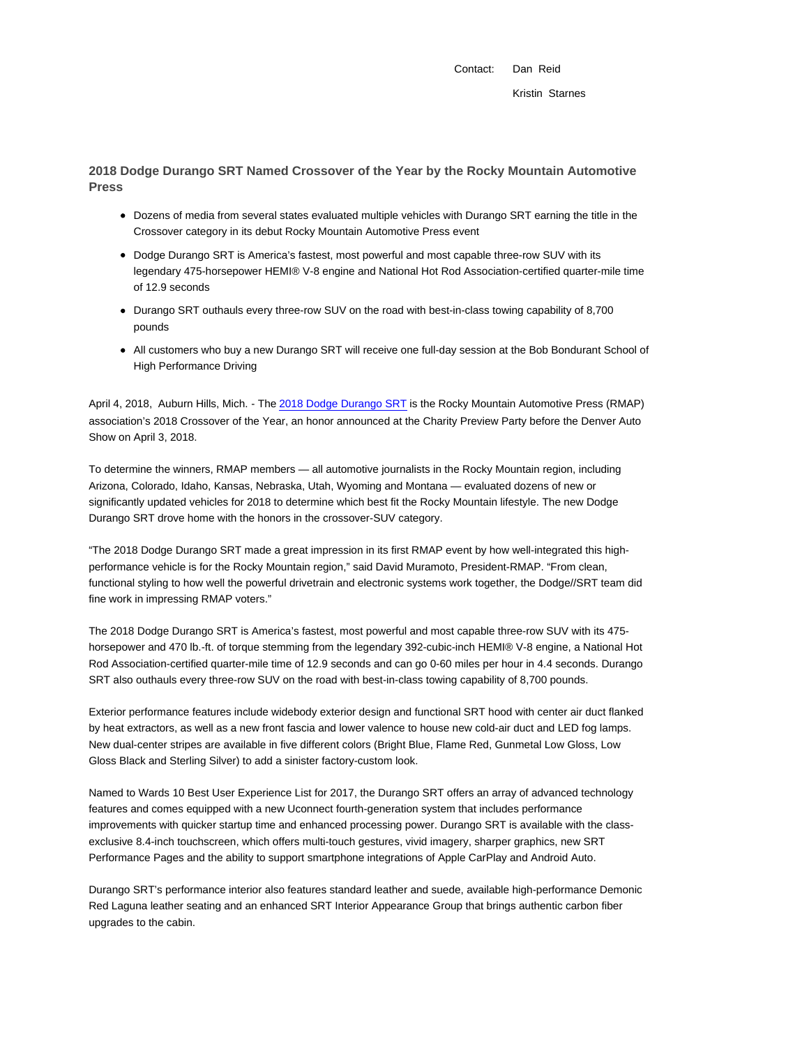Contact: Dan Reid

Kristin Starnes

## 2018 Dodge Durango SRT Named Crossover of the Year by the Rocky Mountain Automotive Press

- Dozens of media from several states evaluated multiple vehicles with Durango SRT earning the title in the Crossover category in its debut Rocky Mountain Automotive Press event
- Dodge Durango SRT is America's fastest, most powerful and most capable three-row SUV with its legendary 475-horsepower HEMI® V-8 engine and National Hot Rod Association-certified quarter-mile time of 12.9 seconds
- Durango SRT outhauls every three-row SUV on the road with best-in-class towing capability of 8,700 pounds
- All customers who buy a new Durango SRT will receive one full-day session at the Bob Bondurant School of High Performance Driving

April 4, 2018, Auburn Hills, Mich. - The 2018 Dodge Durango SRT is the Rocky Mountain Automotive Press (RMAP) association's 2018 Crossover of the Year, an honor announced at the Charity Preview Party before the Denver Auto Show on April 3, 2018.

To determine the winners, RMAP members — all automotive journalists in the Rocky Mountain region, including Arizona, Colorado, Idaho, Kansas, Nebraska, Utah, Wyoming and Montana — evaluated dozens of new or significantly updated vehicles for 2018 to determine which best fit the Rocky Mountain lifestyle. The new Dodge Durango SRT drove home with the honors in the crossover-SUV category.

"The 2018 Dodge Durango SRT made a great impression in its first RMAP event by how well-integrated this high-performance vehicle is for the Rocky Mountain region," said David Muramoto, President-RMAP. "From clean, functional styling to how well the powerful drivetrain and electronic systems work together, the Dodge//SRT team did fine work in impressing RMAP voters."

The 2018 Dodge Durango SRT is America's fastest, most powerful and most capable three-row SUV with its 475-horsepower and 470 lb.-ft. of torque stemming from the legendary 392-cubic-inch HEMI® V-8 engine, a National Hot Rod Association-certified quarter-mile time of 12.9 seconds and can go 0-60 miles per hour in 4.4 seconds. Durango SRT also outhauls every three-row SUV on the road with best-in-class towing capability of 8,700 pounds.

Exterior performance features include widebody exterior design and functional SRT hood with center air duct flanked by heat extractors, as well as a new front fascia and lower valence to house new cold-air duct and LED fog lamps. New dual-center stripes are available in five different colors (Bright Blue, Flame Red, Gunmetal Low Gloss, Low Gloss Black and Sterling Silver) to add a sinister factory-custom look.

Named to Wards 10 Best User Experience List for 2017, the Durango SRT offers an array of advanced technology features and comes equipped with a new Uconnect fourth-generation system that includes performance improvements with quicker startup time and enhanced processing power. Durango SRT is available with the class-exclusive 8.4-inch touchscreen, which offers multi-touch gestures, vivid imagery, sharper graphics, new SRT Performance Pages and the ability to support smartphone integrations of Apple CarPlay and Android Auto.

Durango SRT's performance interior also features standard leather and suede, available high-performance Demonic Red Laguna leather seating and an enhanced SRT Interior Appearance Group that brings authentic carbon fiber upgrades to the cabin.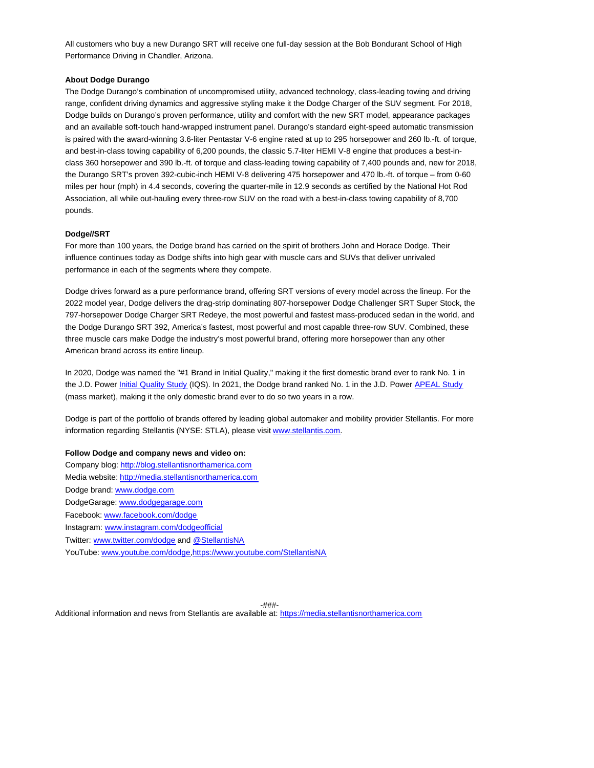All customers who buy a new Durango SRT will receive one full-day session at the Bob Bondurant School of High Performance Driving in Chandler, Arizona.

**About Dodge Durango**

The Dodge Durango's combination of uncompromised utility, advanced technology, class-leading towing and driving range, confident driving dynamics and aggressive styling make it the Dodge Charger of the SUV segment. For 2018, Dodge builds on Durango's proven performance, utility and comfort with the new SRT model, appearance packages and an available soft-touch hand-wrapped instrument panel. Durango's standard eight-speed automatic transmission is paired with the award-winning 3.6-liter Pentastar V-6 engine rated at up to 295 horsepower and 260 lb.-ft. of torque, and best-in-class towing capability of 6,200 pounds, the classic 5.7-liter HEMI V-8 engine that produces a best-in-class 360 horsepower and 390 lb.-ft. of torque and class-leading towing capability of 7,400 pounds and, new for 2018, the Durango SRT's proven 392-cubic-inch HEMI V-8 delivering 475 horsepower and 470 lb.-ft. of torque – from 0-60 miles per hour (mph) in 4.4 seconds, covering the quarter-mile in 12.9 seconds as certified by the National Hot Rod Association, all while out-hauling every three-row SUV on the road with a best-in-class towing capability of 8,700 pounds.

**Dodge//SRT**

For more than 100 years, the Dodge brand has carried on the spirit of brothers John and Horace Dodge. Their influence continues today as Dodge shifts into high gear with muscle cars and SUVs that deliver unrivaled performance in each of the segments where they compete.

Dodge drives forward as a pure performance brand, offering SRT versions of every model across the lineup. For the 2022 model year, Dodge delivers the drag-strip dominating 807-horsepower Dodge Challenger SRT Super Stock, the 797-horsepower Dodge Charger SRT Redeye, the most powerful and fastest mass-produced sedan in the world, and the Dodge Durango SRT 392, America's fastest, most powerful and most capable three-row SUV. Combined, these three muscle cars make Dodge the industry's most powerful brand, offering more horsepower than any other American brand across its entire lineup.

In 2020, Dodge was named the "#1 Brand in Initial Quality," making it the first domestic brand ever to rank No. 1 in the J.D. Power Initial Quality Study (IQS). In 2021, the Dodge brand ranked No. 1 in the J.D. Power APEAL Study (mass market), making it the only domestic brand ever to do so two years in a row.

Dodge is part of the portfolio of brands offered by leading global automaker and mobility provider Stellantis. For more information regarding Stellantis (NYSE: STLA), please visit www.stellantis.com.

**Follow Dodge and company news and video on:**

Company blog: http://blog.stellantisnorthamerica.com
Media website: http://media.stellantisnorthamerica.com
Dodge brand: www.dodge.com
DodgeGarage: www.dodgegarage.com
Facebook: www.facebook.com/dodge
Instagram: www.instagram.com/dodgeofficial
Twitter: www.twitter.com/dodge and @StellantisNA
YouTube: www.youtube.com/dodge,https://www.youtube.com/StellantisNA

-###-

Additional information and news from Stellantis are available at: https://media.stellantisnorthamerica.com